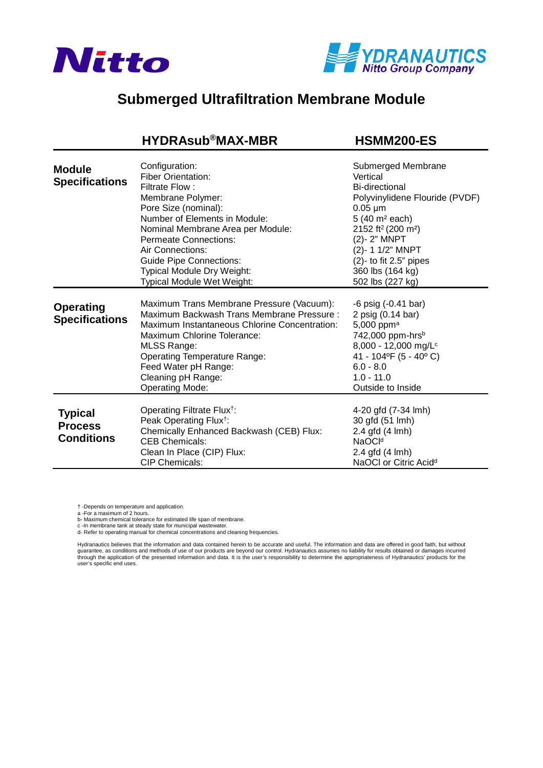Nitto

HYDRANAUTICS
Nitto Group Company

# Submerged Ultrafiltration Membrane Module

| | HYDRAsub®MAX-MBR | HSMM200-ES |
|---|---|---|
| **Module Specifications** | Configuration: | Submerged Membrane |
| | Fiber Orientation: | Vertical |
| | Filtrate Flow : | Bi-directional |
| | Membrane Polymer: | Polyvinylidene Flouride (PVDF) |
| | Pore Size (nominal): | 0.05 µm |
| | Number of Elements in Module: | 5 (40 $m^2$ each) |
| | Nominal Membrane Area per Module: | 2152 $ft^2$ (200 $m^2$) |
| | Permeate Connections: | (2)- 2" MNPT |
| | Air Connections: | (2)- 1 1/2" MNPT |
| | Guide Pipe Connections: | (2)- to fit 2.5" pipes |
| | Typical Module Dry Weight: | 360 lbs (164 kg) |
| | Typical Module Wet Weight: | 502 lbs (227 kg) |
| **Operating Specifications** | Maximum Trans Membrane Pressure (Vacuum): | -6 psig (-0.41 bar) |
| | Maximum Backwash Trans Membrane Pressure : | 2 psig (0.14 bar) |
| | Maximum Instantaneous Chlorine Concentration: | 5,000 ppm[a] |
| | Maximum Chlorine Tolerance: | 742,000 ppm-hrs[b] |
| | MLSS Range: | 8,000 - 12,000 mg/L[c] |
| | Operating Temperature Range: | 41 - 104ºF (5 - 40º C) |
| | Feed Water pH Range: | 6.0 - 8.0 |
| | Cleaning pH Range: | 1.0 - 11.0 |
| | Operating Mode: | Outside to Inside |
| **Typical Process Conditions** | Operating Filtrate Flux†: | 4-20 gfd (7-34 lmh) |
| | Peak Operating Flux†: | 30 gfd (51 lmh) |
| | Chemically Enhanced Backwash (CEB) Flux: | 2.4 gfd (4 lmh) |
| | CEB Chemicals: | NaOCl[d] |
| | Clean In Place (CIP) Flux: | 2.4 gfd (4 lmh) |
| | CIP Chemicals: | NaOCl or Citric Acid[d] |

† -Depends on temperature and application.
a -For a maximum of 2 hours.
b- Maximum chemical tolerance for estimated life span of membrane.
c -In membrane tank at steady state for municipal wastewater.
d- Refer to operating manual for chemical concentrations and cleaning frequencies.

Hydranautics believes that the information and data contained herein to be accurate and useful. The information and data are offered in good faith, but without guarantee, as conditions and methods of use of our products are beyond our control. Hydranautics assumes no liability for results obtained or damages incurred through the application of the presented information and data. It is the user's responsibility to determine the appropriateness of Hydranautics' products for the user's specific end uses.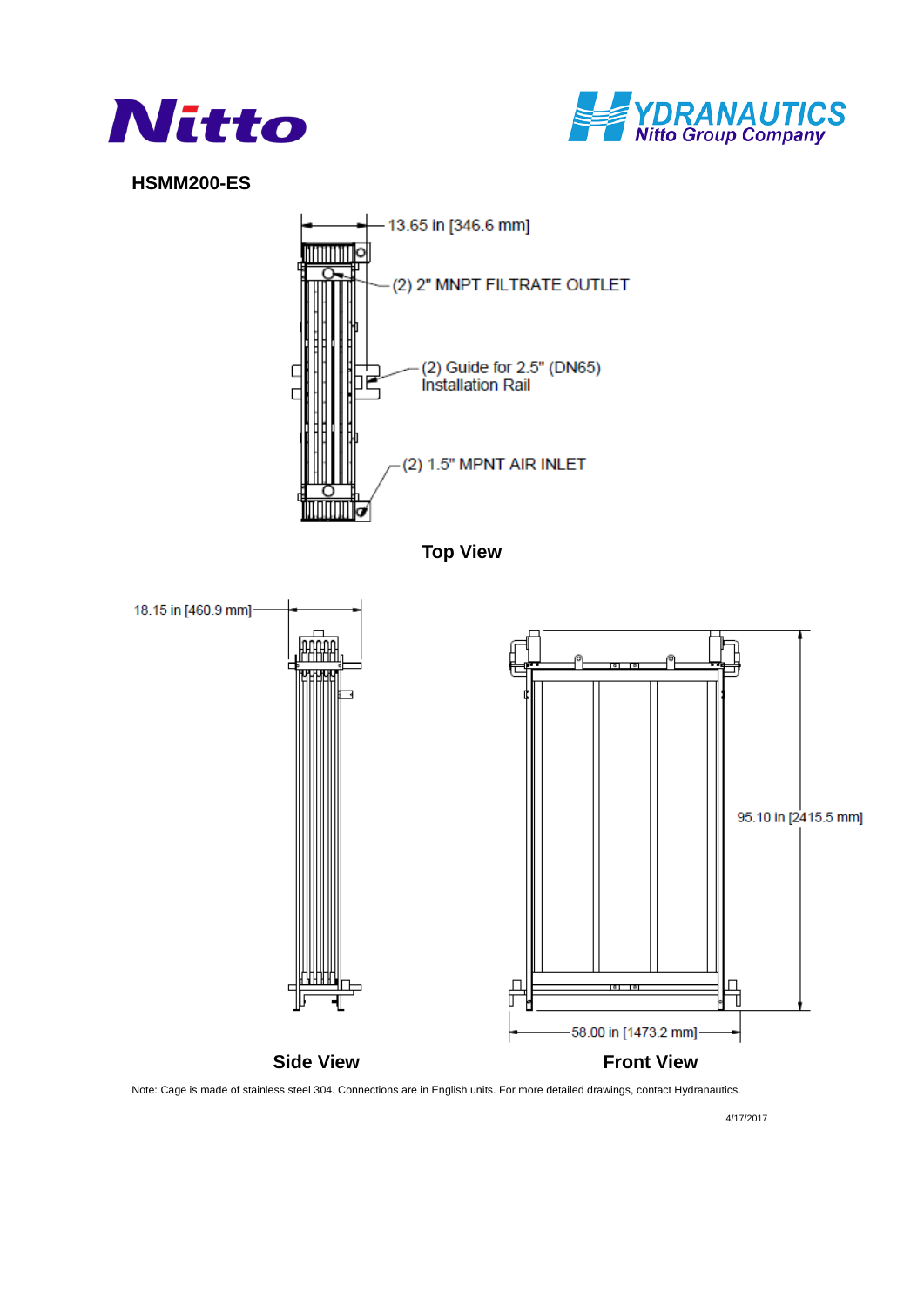**HSMM200-ES**

13.65 in [346.6 mm]

(2) 2" MNPT FILTRATE OUTLET

(2) Guide for 2.5" (DN65) Installation Rail

(2) 1.5" MPNT AIR INLET

**Top View**

18.15 in [460.9 mm]

95.10 in [2415.5 mm]

58.00 in [1473.2 mm]

**Side View**

**Front View**

Note: Cage is made of stainless steel 304. Connections are in English units. For more detailed drawings, contact Hydranautics.

4/17/2017